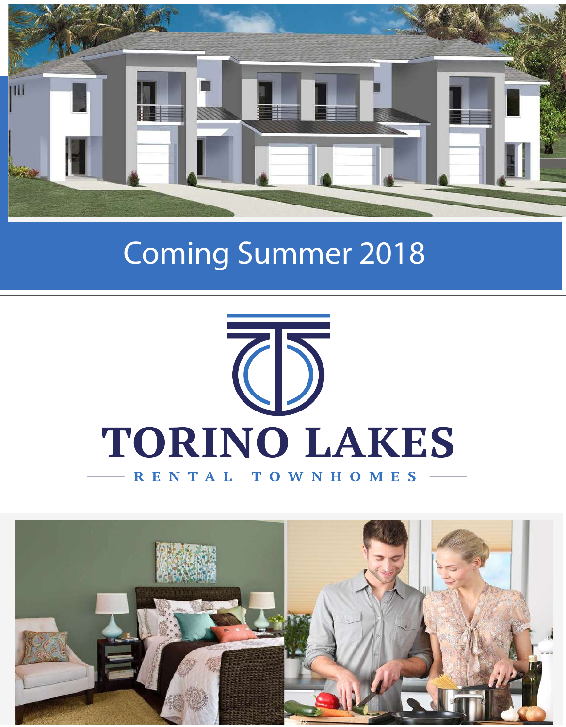Coming Summer 2018

# TORINO LAKES

RENTAL TOWNHOMES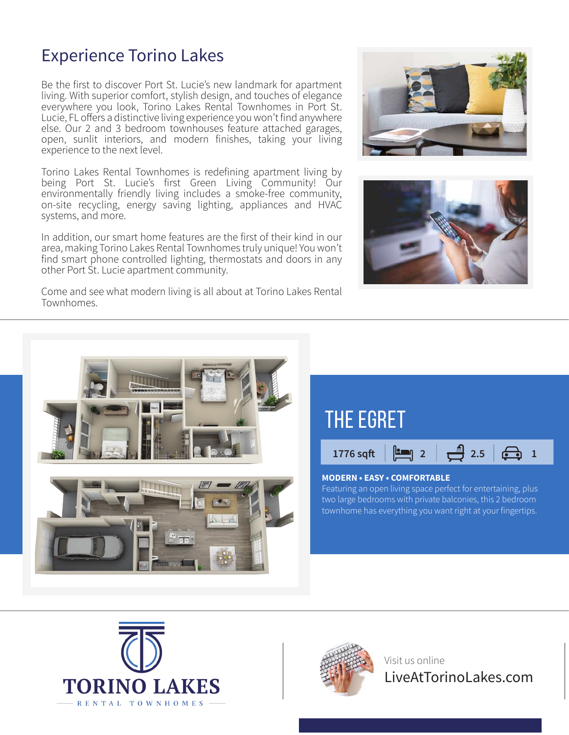# Experience Torino Lakes

Be the first to discover Port St. Lucie's new landmark for apartment living. With superior comfort, stylish design, and touches of elegance everywhere you look, Torino Lakes Rental Townhomes in Port St. Lucie, FL offers a distinctive living experience you won't find anywhere else. Our 2 and 3 bedroom townhouses feature attached garages, open, sunlit interiors, and modern finishes, taking your living experience to the next level.

Torino Lakes Rental Townhomes is redefining apartment living by being Port St. Lucie's first Green Living Community! Our environmentally friendly living includes a smoke-free community, on-site recycling, energy saving lighting, appliances and HVAC systems, and more.

In addition, our smart home features are the first of their kind in our area, making Torino Lakes Rental Townhomes truly unique! You won't find smart phone controlled lighting, thermostats and doors in any other Port St. Lucie apartment community.

Come and see what modern living is all about at Torino Lakes Rental Townhomes.

## THE EGRET

1776 sqft | 2 | 2.5 | 1

**MODERN • EASY • COMFORTABLE**

Featuring an open living space perfect for entertaining, plus two large bedrooms with private balconies, this 2 bedroom townhome has everything you want right at your fingertips.

**TORINO LAKES**
RENTAL TOWNHOMES

Visit us online
LiveAtTorinoLakes.com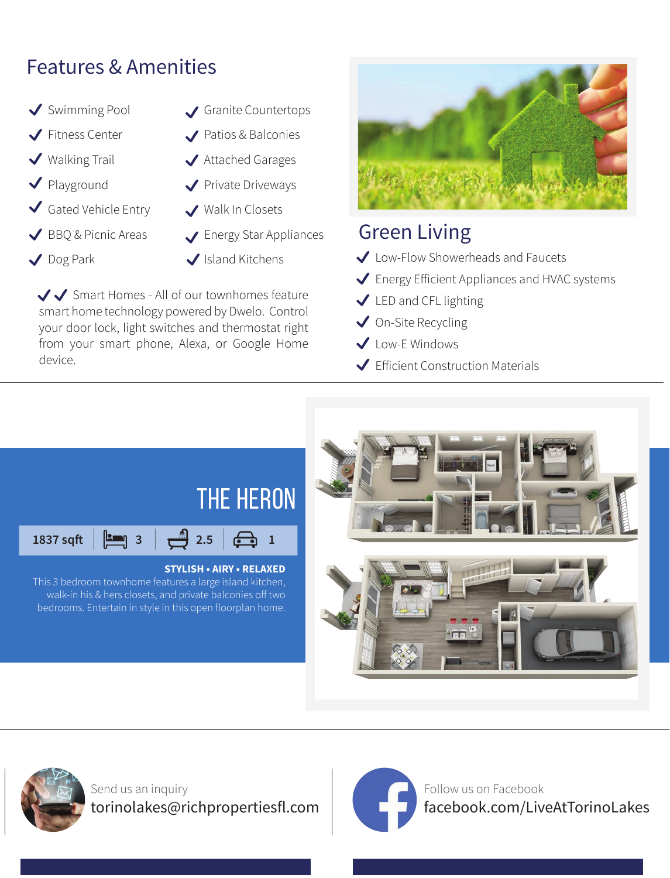## Features & Amenities

- ✔ Swimming Pool
- ✔ Fitness Center
- ✔ Walking Trail
- ✔ Playground
- ✔ Gated Vehicle Entry
- ✔ BBQ & Picnic Areas
- ✔ Dog Park
- ✔ Granite Countertops
- ✔ Patios & Balconies
- ✔ Attached Garages
- ✔ Private Driveways
- ✔ Walk In Closets
- ✔ Energy Star Appliances
- ✔ Island Kitchens

✔✔ Smart Homes - All of our townhomes feature smart home technology powered by Dwelo. Control your door lock, light switches and thermostat right from your smart phone, Alexa, or Google Home device.

## Green Living

- ✔ Low-Flow Showerheads and Faucets
- ✔ Energy Efficient Appliances and HVAC systems
- ✔ LED and CFL lighting
- ✔ On-Site Recycling
- ✔ Low-E Windows
- ✔ Efficient Construction Materials

## THE HERON

1837 sqft | 3 | 2.5 | 1

**STYLISH • AIRY • RELAXED**

This 3 bedroom townhome features a large island kitchen, walk-in his & hers closets, and private balconies off two bedrooms. Entertain in style in this open floorplan home.

Send us an inquiry
torinolakes@richpropertiesfl.com

Follow us on Facebook
facebook.com/LiveAtTorinoLakes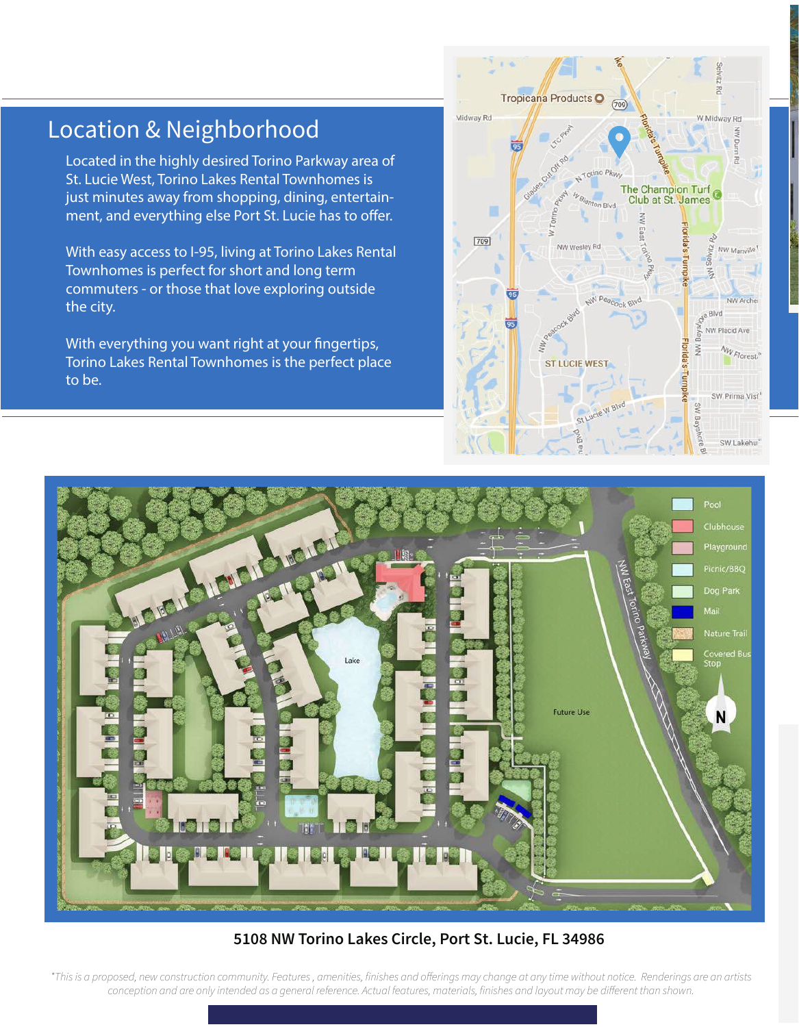## Location & Neighborhood

Located in the highly desired Torino Parkway area of St. Lucie West, Torino Lakes Rental Townhomes is just minutes away from shopping, dining, entertainment, and everything else Port St. Lucie has to offer.

With easy access to I-95, living at Torino Lakes Rental Townhomes is perfect for short and long term commuters - or those that love exploring outside the city.

With everything you want right at your fingertips, Torino Lakes Rental Townhomes is the perfect place to be.

Pool

Clubhouse

Playground

Picnic/BBQ

Dog Park

Mail

Nature Trail

Covered Bus Stop

Lake

Future Use

NW East Torino Parkway

N

**5108 NW Torino Lakes Circle, Port St. Lucie, FL 34986**

*\*This is a proposed, new construction community. Features , amenities, finishes and offerings may change at any time without notice. Renderings are an artists conception and are only intended as a general reference. Actual features, materials, finishes and layout may be different than shown.*